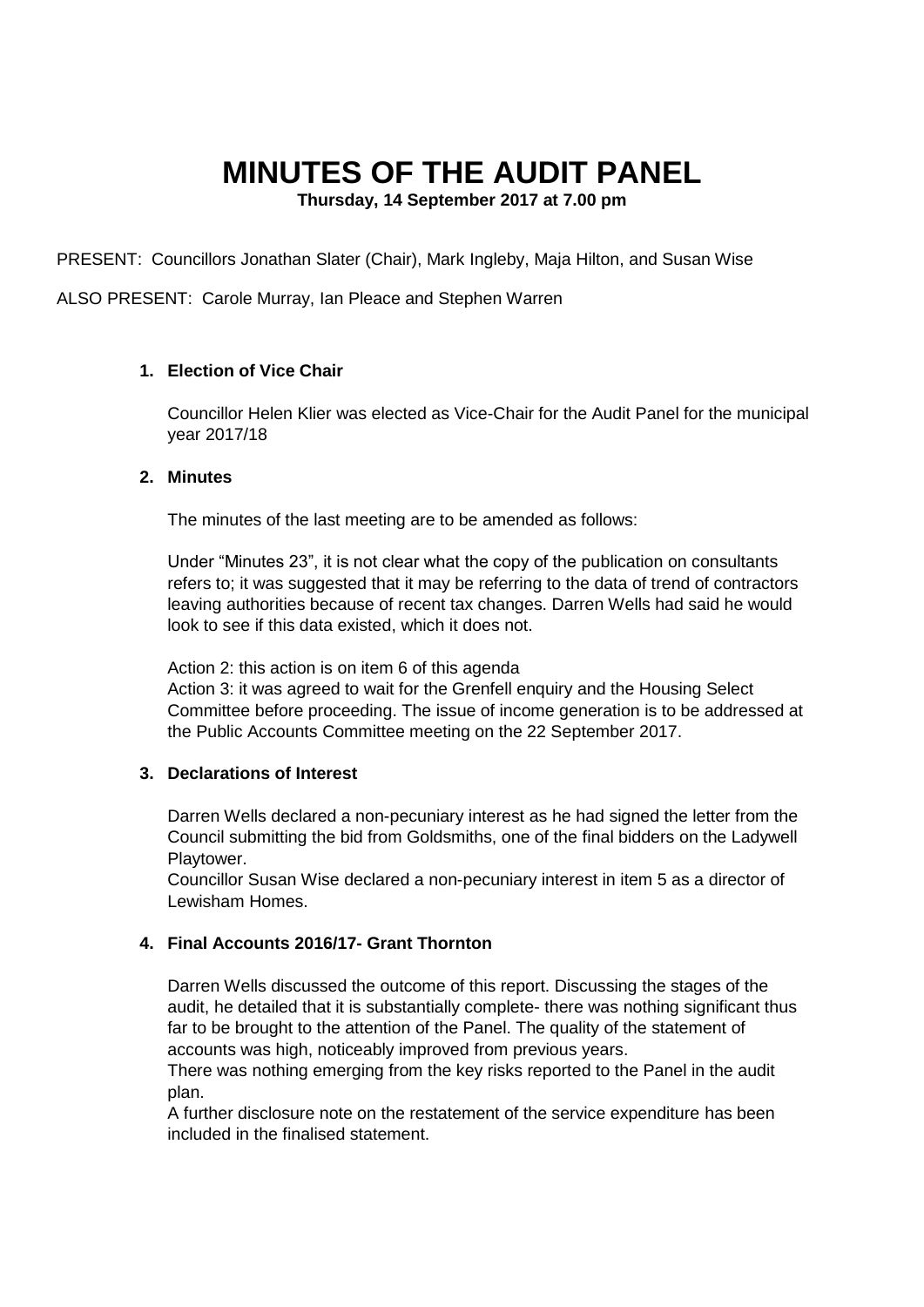# MINUTES OF THE AUDIT PANEL

**Thursday, 14 September 2017 at 7.00 pm**

PRESENT: Councillors Jonathan Slater (Chair), Mark Ingleby, Maja Hilton, and Susan Wise

ALSO PRESENT: Carole Murray, Ian Pleace and Stephen Warren

### 1. Election of Vice Chair

Councillor Helen Klier was elected as Vice-Chair for the Audit Panel for the municipal year 2017/18

### 2. Minutes

The minutes of the last meeting are to be amended as follows:

Under "Minutes 23", it is not clear what the copy of the publication on consultants refers to; it was suggested that it may be referring to the data of trend of contractors leaving authorities because of recent tax changes. Darren Wells had said he would look to see if this data existed, which it does not.

Action 2: this action is on item 6 of this agenda
Action 3: it was agreed to wait for the Grenfell enquiry and the Housing Select Committee before proceeding. The issue of income generation is to be addressed at the Public Accounts Committee meeting on the 22 September 2017.

### 3. Declarations of Interest

Darren Wells declared a non-pecuniary interest as he had signed the letter from the Council submitting the bid from Goldsmiths, one of the final bidders on the Ladywell Playtower.
Councillor Susan Wise declared a non-pecuniary interest in item 5 as a director of Lewisham Homes.

### 4. Final Accounts 2016/17- Grant Thornton

Darren Wells discussed the outcome of this report. Discussing the stages of the audit, he detailed that it is substantially complete- there was nothing significant thus far to be brought to the attention of the Panel. The quality of the statement of accounts was high, noticeably improved from previous years.
There was nothing emerging from the key risks reported to the Panel in the audit plan.
A further disclosure note on the restatement of the service expenditure has been included in the finalised statement.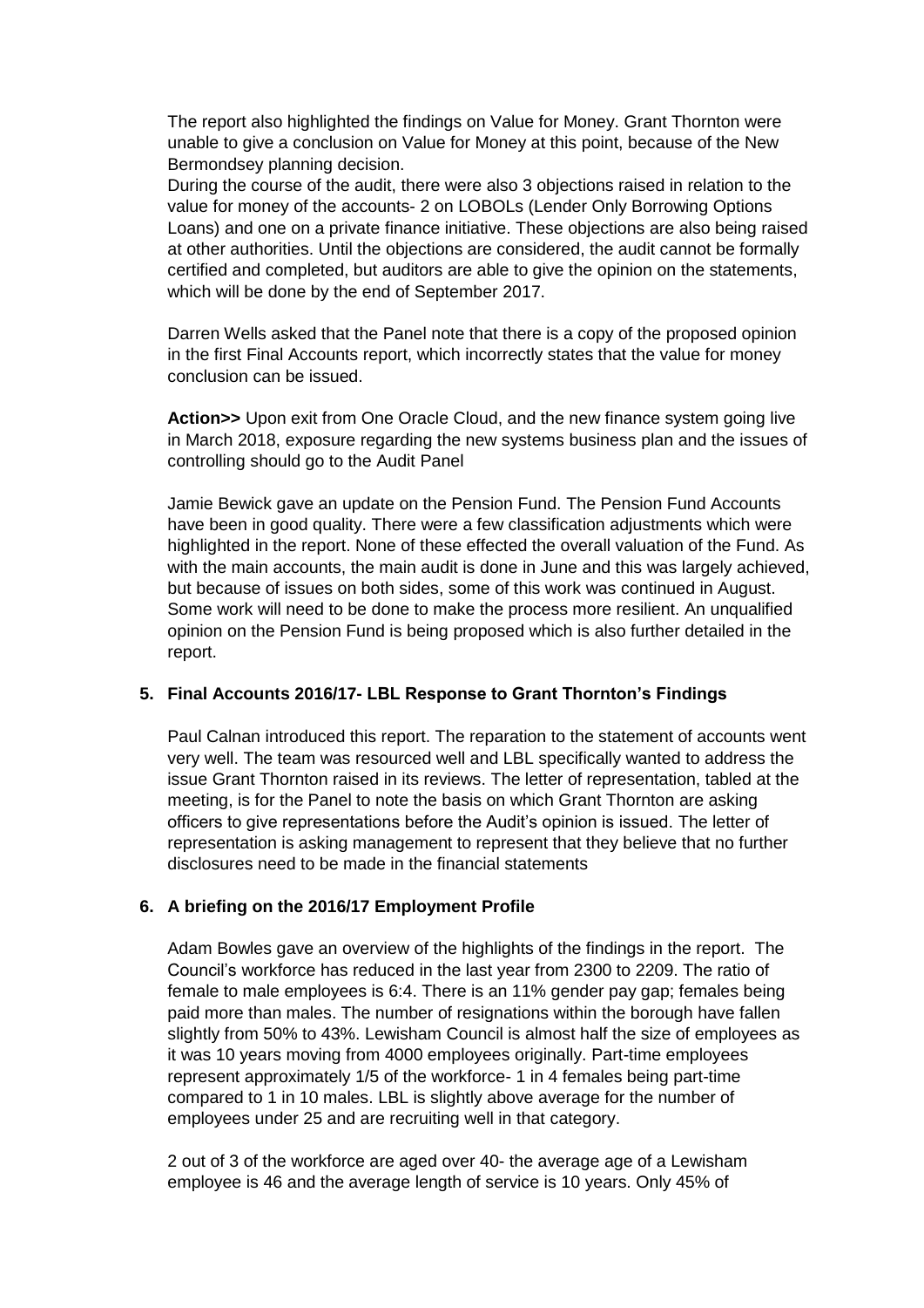The report also highlighted the findings on Value for Money. Grant Thornton were unable to give a conclusion on Value for Money at this point, because of the New Bermondsey planning decision.
During the course of the audit, there were also 3 objections raised in relation to the value for money of the accounts- 2 on LOBOLs (Lender Only Borrowing Options Loans) and one on a private finance initiative. These objections are also being raised at other authorities. Until the objections are considered, the audit cannot be formally certified and completed, but auditors are able to give the opinion on the statements, which will be done by the end of September 2017.

Darren Wells asked that the Panel note that there is a copy of the proposed opinion in the first Final Accounts report, which incorrectly states that the value for money conclusion can be issued.

**Action>>** Upon exit from One Oracle Cloud, and the new finance system going live in March 2018, exposure regarding the new systems business plan and the issues of controlling should go to the Audit Panel

Jamie Bewick gave an update on the Pension Fund. The Pension Fund Accounts have been in good quality. There were a few classification adjustments which were highlighted in the report. None of these effected the overall valuation of the Fund. As with the main accounts, the main audit is done in June and this was largely achieved, but because of issues on both sides, some of this work was continued in August. Some work will need to be done to make the process more resilient. An unqualified opinion on the Pension Fund is being proposed which is also further detailed in the report.

### 5. Final Accounts 2016/17- LBL Response to Grant Thornton's Findings

Paul Calnan introduced this report. The reparation to the statement of accounts went very well. The team was resourced well and LBL specifically wanted to address the issue Grant Thornton raised in its reviews. The letter of representation, tabled at the meeting, is for the Panel to note the basis on which Grant Thornton are asking officers to give representations before the Audit's opinion is issued. The letter of representation is asking management to represent that they believe that no further disclosures need to be made in the financial statements

### 6. A briefing on the 2016/17 Employment Profile

Adam Bowles gave an overview of the highlights of the findings in the report. The Council's workforce has reduced in the last year from 2300 to 2209. The ratio of female to male employees is 6:4. There is an 11% gender pay gap; females being paid more than males. The number of resignations within the borough have fallen slightly from 50% to 43%. Lewisham Council is almost half the size of employees as it was 10 years moving from 4000 employees originally. Part-time employees represent approximately 1/5 of the workforce- 1 in 4 females being part-time compared to 1 in 10 males. LBL is slightly above average for the number of employees under 25 and are recruiting well in that category.

2 out of 3 of the workforce are aged over 40- the average age of a Lewisham employee is 46 and the average length of service is 10 years. Only 45% of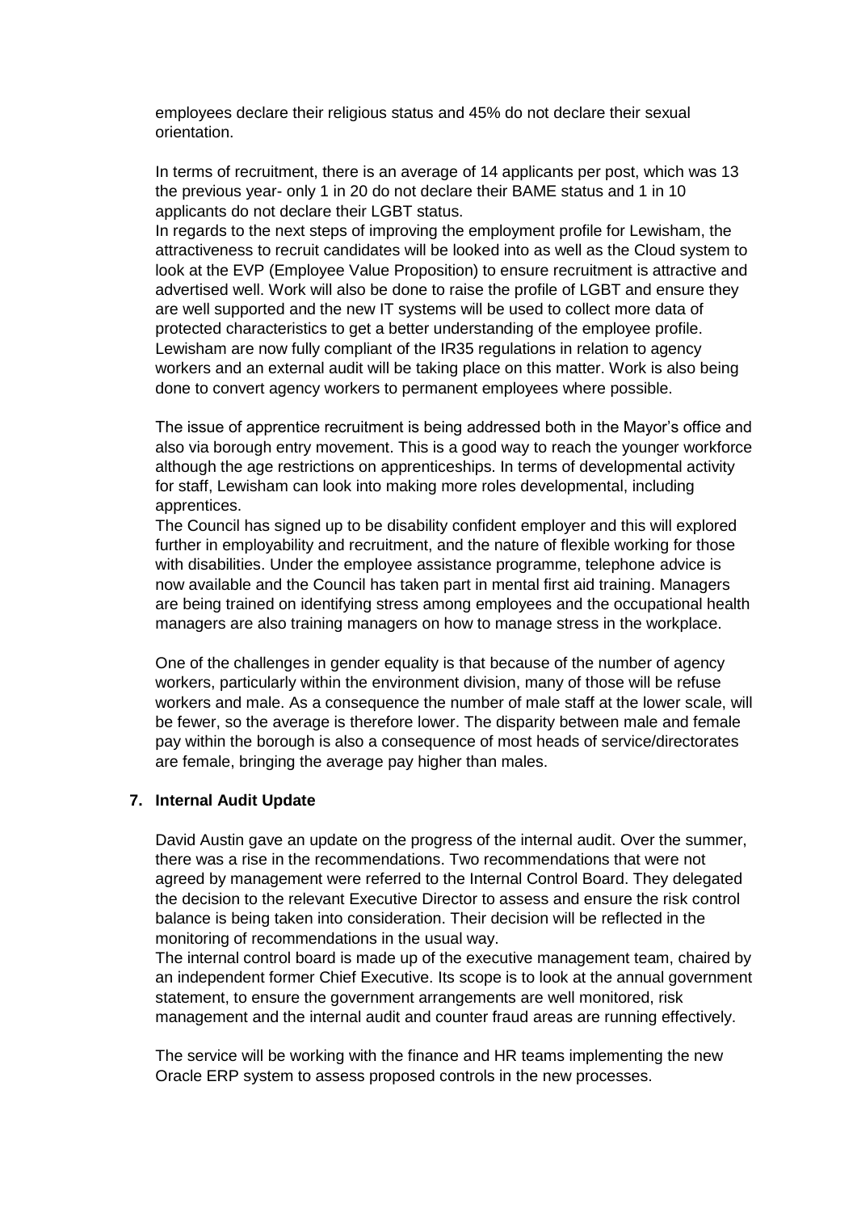employees declare their religious status and 45% do not declare their sexual orientation.

In terms of recruitment, there is an average of 14 applicants per post, which was 13 the previous year- only 1 in 20 do not declare their BAME status and 1 in 10 applicants do not declare their LGBT status.

In regards to the next steps of improving the employment profile for Lewisham, the attractiveness to recruit candidates will be looked into as well as the Cloud system to look at the EVP (Employee Value Proposition) to ensure recruitment is attractive and advertised well. Work will also be done to raise the profile of LGBT and ensure they are well supported and the new IT systems will be used to collect more data of protected characteristics to get a better understanding of the employee profile. Lewisham are now fully compliant of the IR35 regulations in relation to agency workers and an external audit will be taking place on this matter. Work is also being done to convert agency workers to permanent employees where possible.

The issue of apprentice recruitment is being addressed both in the Mayor's office and also via borough entry movement. This is a good way to reach the younger workforce although the age restrictions on apprenticeships. In terms of developmental activity for staff, Lewisham can look into making more roles developmental, including apprentices.

The Council has signed up to be disability confident employer and this will explored further in employability and recruitment, and the nature of flexible working for those with disabilities. Under the employee assistance programme, telephone advice is now available and the Council has taken part in mental first aid training. Managers are being trained on identifying stress among employees and the occupational health managers are also training managers on how to manage stress in the workplace.

One of the challenges in gender equality is that because of the number of agency workers, particularly within the environment division, many of those will be refuse workers and male. As a consequence the number of male staff at the lower scale, will be fewer, so the average is therefore lower. The disparity between male and female pay within the borough is also a consequence of most heads of service/directorates are female, bringing the average pay higher than males.

**7. Internal Audit Update**

David Austin gave an update on the progress of the internal audit. Over the summer, there was a rise in the recommendations. Two recommendations that were not agreed by management were referred to the Internal Control Board. They delegated the decision to the relevant Executive Director to assess and ensure the risk control balance is being taken into consideration. Their decision will be reflected in the monitoring of recommendations in the usual way.

The internal control board is made up of the executive management team, chaired by an independent former Chief Executive. Its scope is to look at the annual government statement, to ensure the government arrangements are well monitored, risk management and the internal audit and counter fraud areas are running effectively.

The service will be working with the finance and HR teams implementing the new Oracle ERP system to assess proposed controls in the new processes.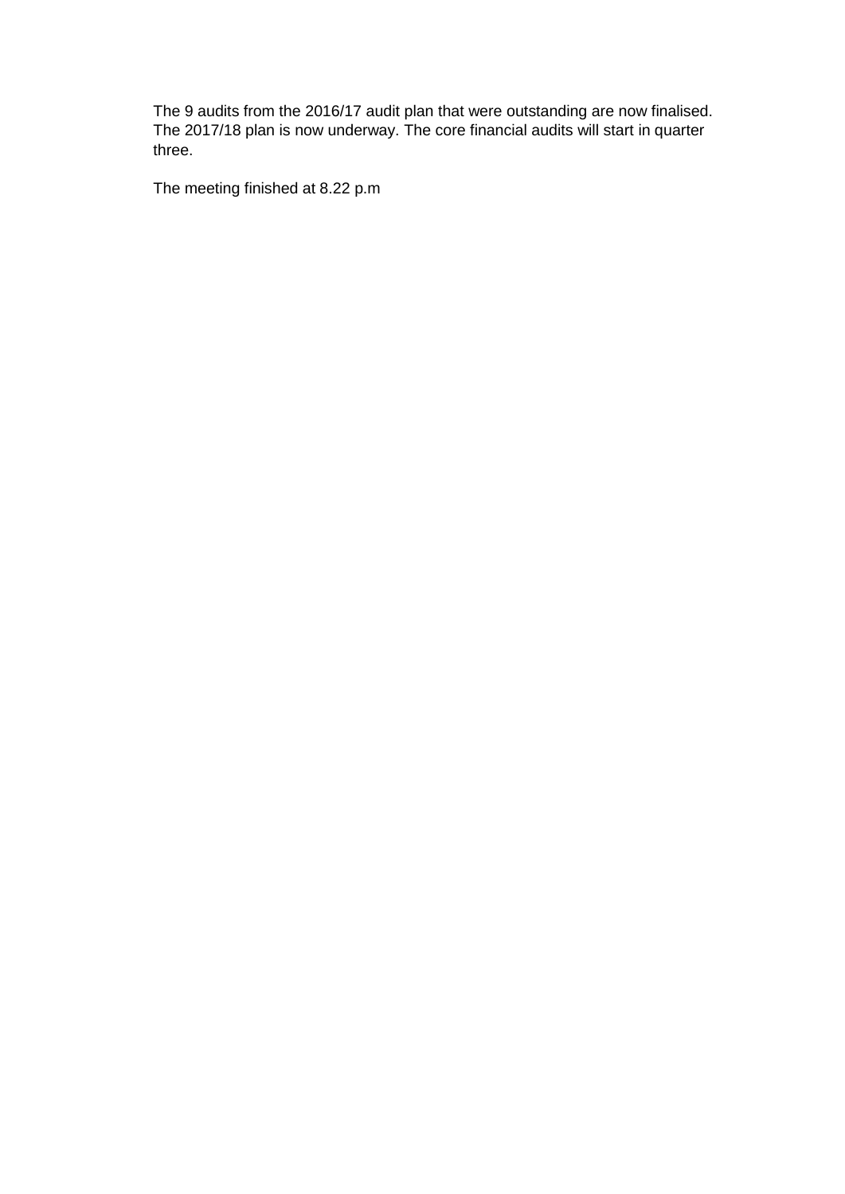The 9 audits from the 2016/17 audit plan that were outstanding are now finalised. The 2017/18 plan is now underway. The core financial audits will start in quarter three.

The meeting finished at 8.22 p.m